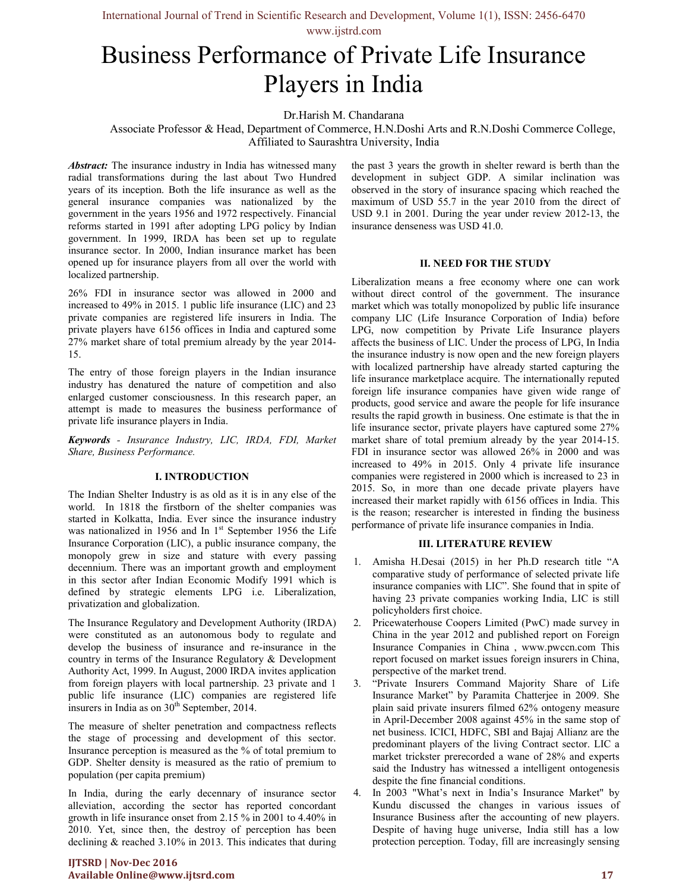// Business Performance of Private Life Insurance Players in India

Dr.Harish M. Chandarana

Associate Professor & Head, Department of Commerce, H.N.Doshi Arts and R.N.Doshi Commerce College, Affiliated to Saurashtra University, India

***Abstract:*** The insurance industry in India has witnessed many radial transformations during the last about Two Hundred years of its inception. Both the life insurance as well as the general insurance companies was nationalized by the government in the years 1956 and 1972 respectively. Financial reforms started in 1991 after adopting LPG policy by Indian government. In 1999, IRDA has been set up to regulate insurance sector. In 2000, Indian insurance market has been opened up for insurance players from all over the world with localized partnership.

26% FDI in insurance sector was allowed in 2000 and increased to 49% in 2015. 1 public life insurance (LIC) and 23 private companies are registered life insurers in India. The private players have 6156 offices in India and captured some 27% market share of total premium already by the year 2014-15.

The entry of those foreign players in the Indian insurance industry has denatured the nature of competition and also enlarged customer consciousness. In this research paper, an attempt is made to measures the business performance of private life insurance players in India.

***Keywords*** *- Insurance Industry, LIC, IRDA, FDI, Market Share, Business Performance.*

## I. INTRODUCTION

The Indian Shelter Industry is as old as it is in any else of the world. In 1818 the firstborn of the shelter companies was started in Kolkatta, India. Ever since the insurance industry was nationalized in 1956 and In 1st September 1956 the Life Insurance Corporation (LIC), a public insurance company, the monopoly grew in size and stature with every passing decennium. There was an important growth and employment in this sector after Indian Economic Modify 1991 which is defined by strategic elements LPG i.e. Liberalization, privatization and globalization.

The Insurance Regulatory and Development Authority (IRDA) were constituted as an autonomous body to regulate and develop the business of insurance and re-insurance in the country in terms of the Insurance Regulatory & Development Authority Act, 1999. In August, 2000 IRDA invites application from foreign players with local partnership. 23 private and 1 public life insurance (LIC) companies are registered life insurers in India as on 30th September, 2014.

The measure of shelter penetration and compactness reflects the stage of processing and development of this sector. Insurance perception is measured as the % of total premium to GDP. Shelter density is measured as the ratio of premium to population (per capita premium)

In India, during the early decennary of insurance sector alleviation, according the sector has reported concordant growth in life insurance onset from 2.15 % in 2001 to 4.40% in 2010. Yet, since then, the destroy of perception has been declining & reached 3.10% in 2013. This indicates that during the past 3 years the growth in shelter reward is berth than the development in subject GDP. A similar inclination was observed in the story of insurance spacing which reached the maximum of USD 55.7 in the year 2010 from the direct of USD 9.1 in 2001. During the year under review 2012-13, the insurance denseness was USD 41.0.

## II. NEED FOR THE STUDY

Liberalization means a free economy where one can work without direct control of the government. The insurance market which was totally monopolized by public life insurance company LIC (Life Insurance Corporation of India) before LPG, now competition by Private Life Insurance players affects the business of LIC. Under the process of LPG, In India the insurance industry is now open and the new foreign players with localized partnership have already started capturing the life insurance marketplace acquire. The internationally reputed foreign life insurance companies have given wide range of products, good service and aware the people for life insurance results the rapid growth in business. One estimate is that the in life insurance sector, private players have captured some 27% market share of total premium already by the year 2014-15. FDI in insurance sector was allowed 26% in 2000 and was increased to 49% in 2015. Only 4 private life insurance companies were registered in 2000 which is increased to 23 in 2015. So, in more than one decade private players have increased their market rapidly with 6156 offices in India. This is the reason; researcher is interested in finding the business performance of private life insurance companies in India.

## III. LITERATURE REVIEW

1. Amisha H.Desai (2015) in her Ph.D research title "A comparative study of performance of selected private life insurance companies with LIC". She found that in spite of having 23 private companies working India, LIC is still policyholders first choice.
2. Pricewaterhouse Coopers Limited (PwC) made survey in China in the year 2012 and published report on Foreign Insurance Companies in China , www.pwccn.com This report focused on market issues foreign insurers in China, perspective of the market trend.
3. "Private Insurers Command Majority Share of Life Insurance Market" by Paramita Chatterjee in 2009. She plain said private insurers filmed 62% ontogeny measure in April-December 2008 against 45% in the same stop of net business. ICICI, HDFC, SBI and Bajaj Allianz are the predominant players of the living Contract sector. LIC a market trickster prerecorded a wane of 28% and experts said the Industry has witnessed a intelligent ontogenesis despite the fine financial conditions.
4. In 2003 "What's next in India's Insurance Market" by Kundu discussed the changes in various issues of Insurance Business after the accounting of new players. Despite of having huge universe, India still has a low protection perception. Today, fill are increasingly sensing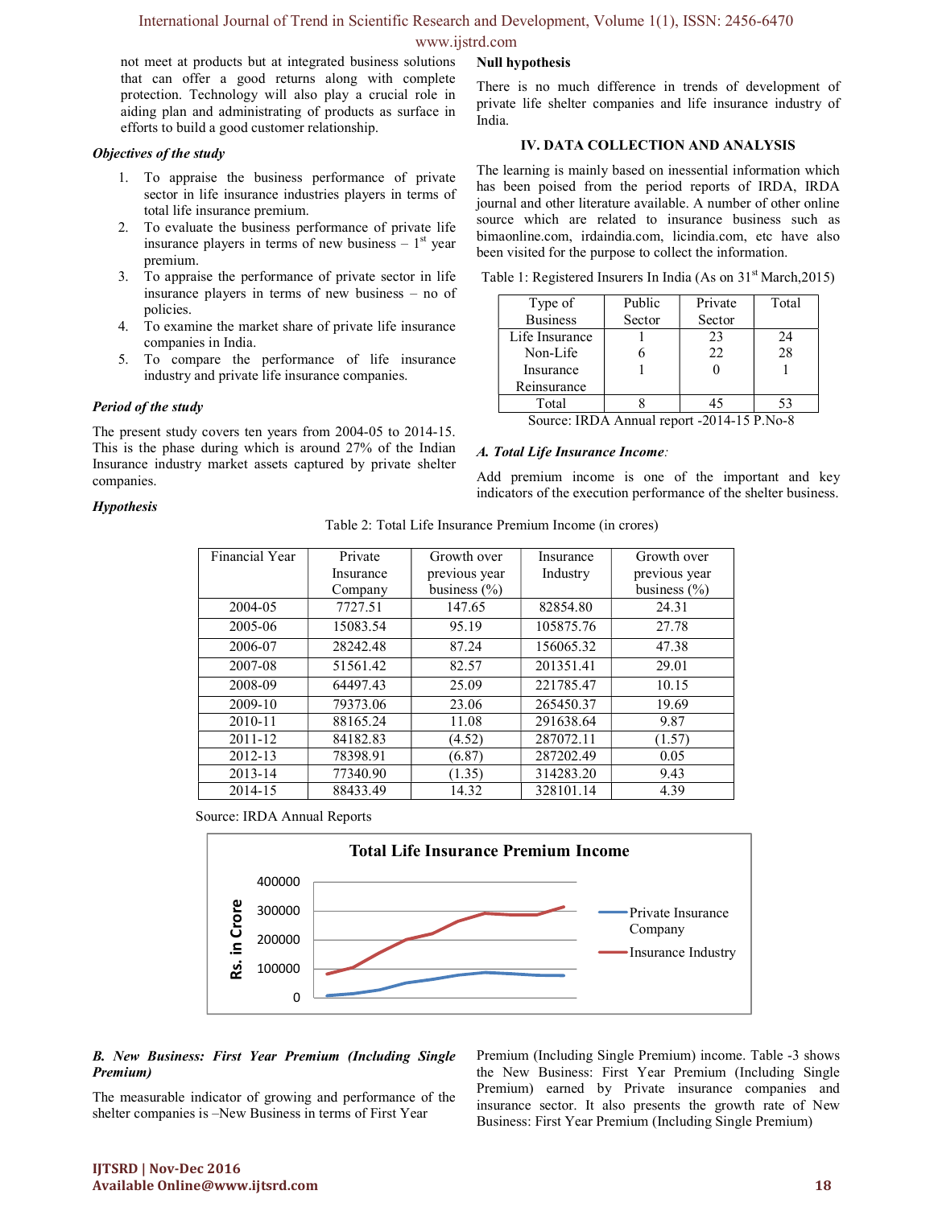not meet at products but at integrated business solutions that can offer a good returns along with complete protection. Technology will also play a crucial role in aiding plan and administrating of products as surface in efforts to build a good customer relationship.

***Objectives of the study***

1. To appraise the business performance of private sector in life insurance industries players in terms of total life insurance premium.
2. To evaluate the business performance of private life insurance players in terms of new business – 1st year premium.
3. To appraise the performance of private sector in life insurance players in terms of new business – no of policies.
4. To examine the market share of private life insurance companies in India.
5. To compare the performance of life insurance industry and private life insurance companies.

***Period of the study***

The present study covers ten years from 2004-05 to 2014-15. This is the phase during which is around 27% of the Indian Insurance industry market assets captured by private shelter companies.

***Hypothesis***

**Null hypothesis**

There is no much difference in trends of development of private life shelter companies and life insurance industry of India.

## IV. DATA COLLECTION AND ANALYSIS

The learning is mainly based on inessential information which has been poised from the period reports of IRDA, IRDA journal and other literature available. A number of other online source which are related to insurance business such as bimaonline.com, irdaindia.com, licindia.com, etc have also been visited for the purpose to collect the information.

Table 1: Registered Insurers In India (As on 31st March,2015)

| Type of Business | Public Sector | Private Sector | Total |
|---|---|---|---|
| Life Insurance | 1 | 23 | 24 |
| Non-Life Insurance | 6 | 22 | 28 |
| Reinsurance | 1 | 0 | 1 |
| Total | 8 | 45 | 53 |

Source: IRDA Annual report -2014-15 P.No-8

### *A. Total Life Insurance Income:*

Add premium income is one of the important and key indicators of the execution performance of the shelter business.

Table 2: Total Life Insurance Premium Income (in crores)

| Financial Year | Private Insurance Company | Growth over previous year business (%) | Insurance Industry | Growth over previous year business (%) |
|---|---|---|---|---|
| 2004-05 | 7727.51 | 147.65 | 82854.80 | 24.31 |
| 2005-06 | 15083.54 | 95.19 | 105875.76 | 27.78 |
| 2006-07 | 28242.48 | 87.24 | 156065.32 | 47.38 |
| 2007-08 | 51561.42 | 82.57 | 201351.41 | 29.01 |
| 2008-09 | 64497.43 | 25.09 | 221785.47 | 10.15 |
| 2009-10 | 79373.06 | 23.06 | 265450.37 | 19.69 |
| 2010-11 | 88165.24 | 11.08 | 291638.64 | 9.87 |
| 2011-12 | 84182.83 | (4.52) | 287072.11 | (1.57) |
| 2012-13 | 78398.91 | (6.87) | 287202.49 | 0.05 |
| 2013-14 | 77340.90 | (1.35) | 314283.20 | 9.43 |
| 2014-15 | 88433.49 | 14.32 | 328101.14 | 4.39 |

Source: IRDA Annual Reports

Total Life Insurance Premium Income

### *B. New Business: First Year Premium (Including Single Premium)*

The measurable indicator of growing and performance of the shelter companies is –New Business in terms of First Year Premium (Including Single Premium) income. Table -3 shows the New Business: First Year Premium (Including Single Premium) earned by Private insurance companies and insurance sector. It also presents the growth rate of New Business: First Year Premium (Including Single Premium)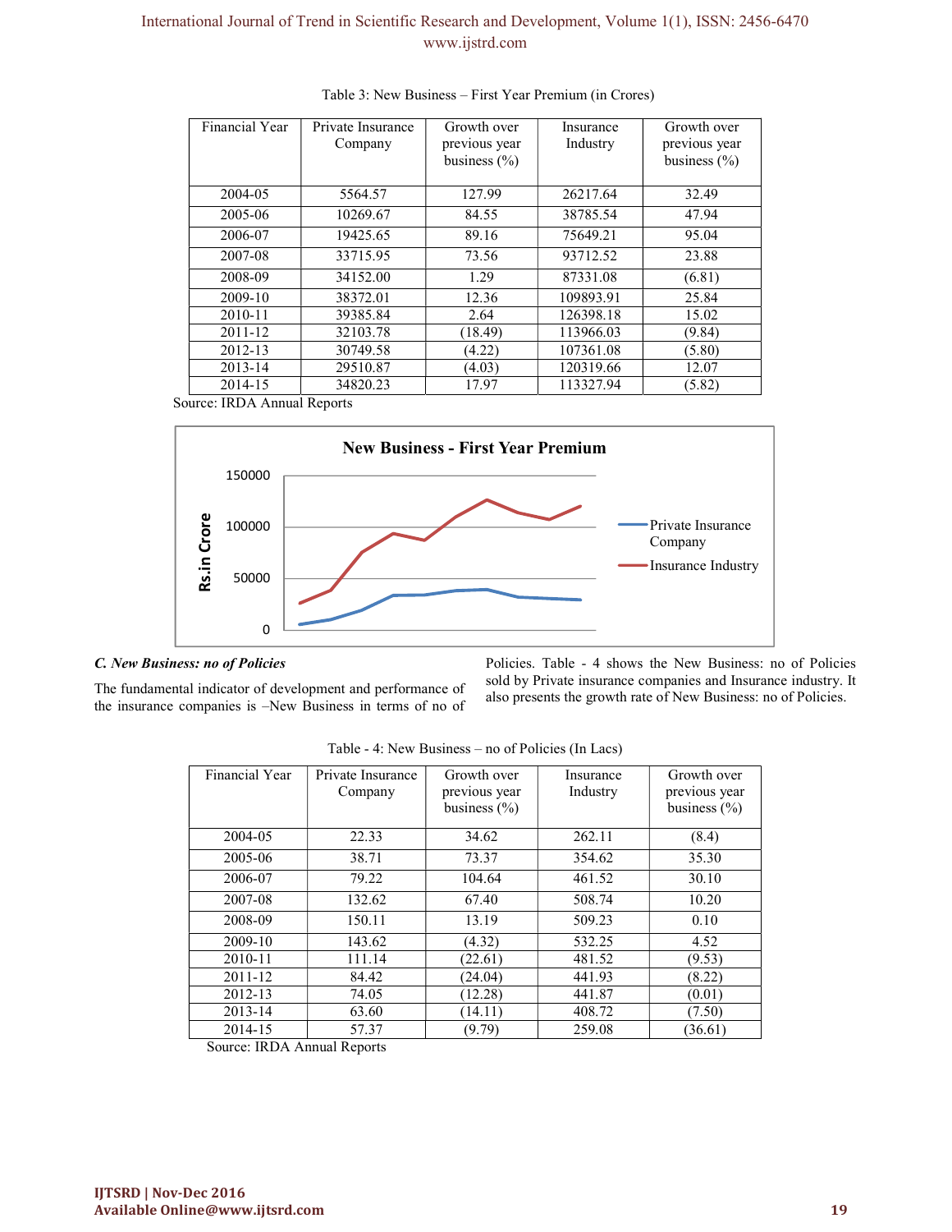Table 3: New Business – First Year Premium (in Crores)

| Financial Year | Private Insurance Company | Growth over previous year business (%) | Insurance Industry | Growth over previous year business (%) |
|---|---|---|---|---|
| 2004-05 | 5564.57 | 127.99 | 26217.64 | 32.49 |
| 2005-06 | 10269.67 | 84.55 | 38785.54 | 47.94 |
| 2006-07 | 19425.65 | 89.16 | 75649.21 | 95.04 |
| 2007-08 | 33715.95 | 73.56 | 93712.52 | 23.88 |
| 2008-09 | 34152.00 | 1.29 | 87331.08 | (6.81) |
| 2009-10 | 38372.01 | 12.36 | 109893.91 | 25.84 |
| 2010-11 | 39385.84 | 2.64 | 126398.18 | 15.02 |
| 2011-12 | 32103.78 | (18.49) | 113966.03 | (9.84) |
| 2012-13 | 30749.58 | (4.22) | 107361.08 | (5.80) |
| 2013-14 | 29510.87 | (4.03) | 120319.66 | 12.07 |
| 2014-15 | 34820.23 | 17.97 | 113327.94 | (5.82) |

Source: IRDA Annual Reports

**New Business - First Year Premium**

### C. New Business: no of Policies

The fundamental indicator of development and performance of the insurance companies is –New Business in terms of no of Policies. Table - 4 shows the New Business: no of Policies sold by Private insurance companies and Insurance industry. It also presents the growth rate of New Business: no of Policies.

Table - 4: New Business – no of Policies (In Lacs)

| Financial Year | Private Insurance Company | Growth over previous year business (%) | Insurance Industry | Growth over previous year business (%) |
|---|---|---|---|---|
| 2004-05 | 22.33 | 34.62 | 262.11 | (8.4) |
| 2005-06 | 38.71 | 73.37 | 354.62 | 35.30 |
| 2006-07 | 79.22 | 104.64 | 461.52 | 30.10 |
| 2007-08 | 132.62 | 67.40 | 508.74 | 10.20 |
| 2008-09 | 150.11 | 13.19 | 509.23 | 0.10 |
| 2009-10 | 143.62 | (4.32) | 532.25 | 4.52 |
| 2010-11 | 111.14 | (22.61) | 481.52 | (9.53) |
| 2011-12 | 84.42 | (24.04) | 441.93 | (8.22) |
| 2012-13 | 74.05 | (12.28) | 441.87 | (0.01) |
| 2013-14 | 63.60 | (14.11) | 408.72 | (7.50) |
| 2014-15 | 57.37 | (9.79) | 259.08 | (36.61) |

Source: IRDA Annual Reports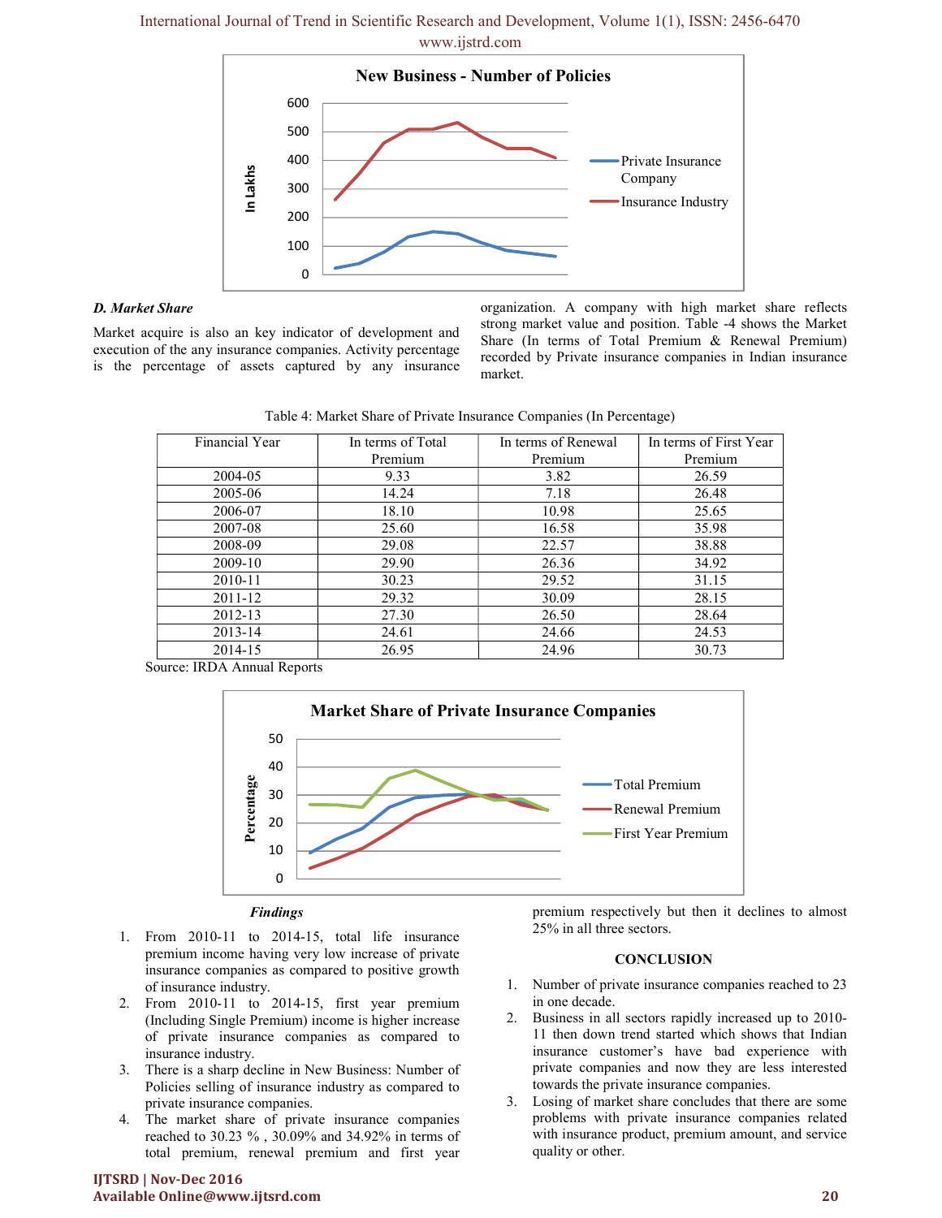**New Business - Number of Policies**

In Lakhs

Private Insurance Company

Insurance Industry

***D. Market Share***

Market acquire is also an key indicator of development and execution of the any insurance companies. Activity percentage is the percentage of assets captured by any insurance organization. A company with high market share reflects strong market value and position. Table -4 shows the Market Share (In terms of Total Premium & Renewal Premium) recorded by Private insurance companies in Indian insurance market.

Table 4: Market Share of Private Insurance Companies (In Percentage)

| Financial Year | In terms of Total Premium | In terms of Renewal Premium | In terms of First Year Premium |
|---|---|---|---|
| 2004-05 | 9.33 | 3.82 | 26.59 |
| 2005-06 | 14.24 | 7.18 | 26.48 |
| 2006-07 | 18.10 | 10.98 | 25.65 |
| 2007-08 | 25.60 | 16.58 | 35.98 |
| 2008-09 | 29.08 | 22.57 | 38.88 |
| 2009-10 | 29.90 | 26.36 | 34.92 |
| 2010-11 | 30.23 | 29.52 | 31.15 |
| 2011-12 | 29.32 | 30.09 | 28.15 |
| 2012-13 | 27.30 | 26.50 | 28.64 |
| 2013-14 | 24.61 | 24.66 | 24.53 |
| 2014-15 | 26.95 | 24.96 | 30.73 |

Source: IRDA Annual Reports

**Market Share of Private Insurance Companies**

Percentage

Total Premium

Renewal Premium

First Year Premium

***Findings***

1. From 2010-11 to 2014-15, total life insurance premium income having very low increase of private insurance companies as compared to positive growth of insurance industry.
2. From 2010-11 to 2014-15, first year premium (Including Single Premium) income is higher increase of private insurance companies as compared to insurance industry.
3. There is a sharp decline in New Business: Number of Policies selling of insurance industry as compared to private insurance companies.
4. The market share of private insurance companies reached to 30.23 % , 30.09% and 34.92% in terms of total premium, renewal premium and first year premium respectively but then it declines to almost 25% in all three sectors.

## CONCLUSION

1. Number of private insurance companies reached to 23 in one decade.
2. Business in all sectors rapidly increased up to 2010-11 then down trend started which shows that Indian insurance customer's have bad experience with private companies and now they are less interested towards the private insurance companies.
3. Losing of market share concludes that there are some problems with private insurance companies related with insurance product, premium amount, and service quality or other.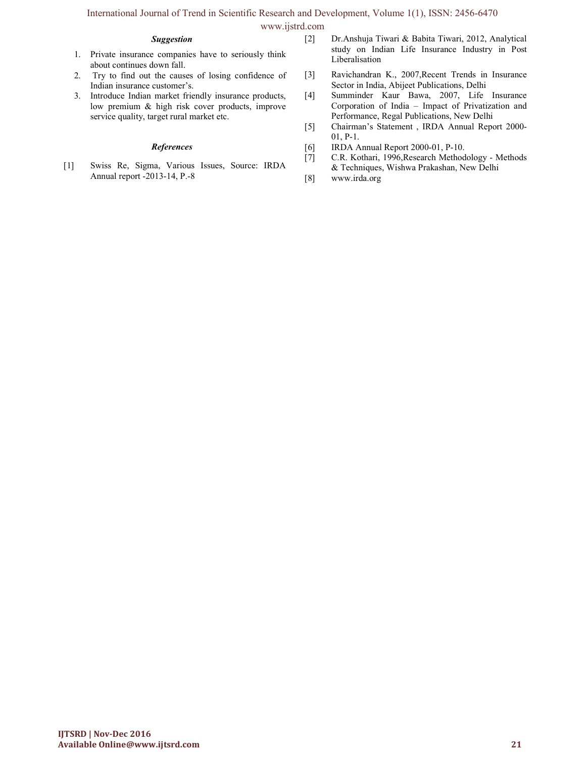### *Suggestion*

1. Private insurance companies have to seriously think about continues down fall.
2. Try to find out the causes of losing confidence of Indian insurance customer's.
3. Introduce Indian market friendly insurance products, low premium & high risk cover products, improve service quality, target rural market etc.

### *References*

[1] Swiss Re, Sigma, Various Issues, Source: IRDA Annual report -2013-14, P.-8

[2] Dr.Anshuja Tiwari & Babita Tiwari, 2012, Analytical study on Indian Life Insurance Industry in Post Liberalisation

[3] Ravichandran K., 2007,Recent Trends in Insurance Sector in India, Abijeet Publications, Delhi

[4] Summinder Kaur Bawa, 2007, Life Insurance Corporation of India – Impact of Privatization and Performance, Regal Publications, New Delhi

[5] Chairman's Statement , IRDA Annual Report 2000-01, P-1.

[6] IRDA Annual Report 2000-01, P-10.

[7] C.R. Kothari, 1996,Research Methodology - Methods & Techniques, Wishwa Prakashan, New Delhi

[8] www.irda.org